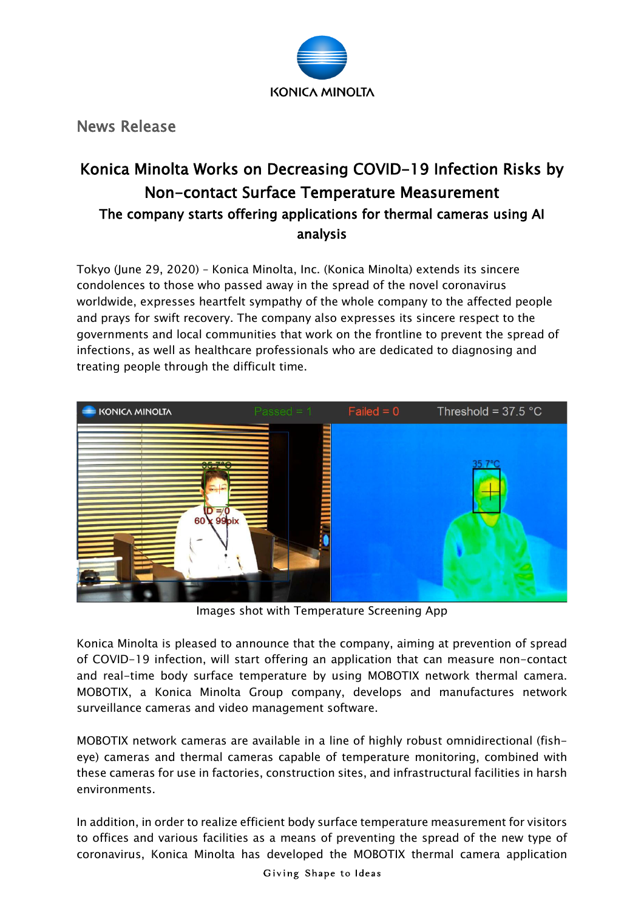News Release

# Konica Minolta Works on Decreasing COVID-19 Infection Risks by Non-contact Surface Temperature Measurement

## The company starts offering applications for thermal cameras using AI analysis

Tokyo (June 29, 2020) – Konica Minolta, Inc. (Konica Minolta) extends its sincere condolences to those who passed away in the spread of the novel coronavirus worldwide, expresses heartfelt sympathy of the whole company to the affected people and prays for swift recovery. The company also expresses its sincere respect to the governments and local communities that work on the frontline to prevent the spread of infections, as well as healthcare professionals who are dedicated to diagnosing and treating people through the difficult time.

Images shot with Temperature Screening App

Konica Minolta is pleased to announce that the company, aiming at prevention of spread of COVID-19 infection, will start offering an application that can measure non-contact and real-time body surface temperature by using MOBOTIX network thermal camera. MOBOTIX, a Konica Minolta Group company, develops and manufactures network surveillance cameras and video management software.

MOBOTIX network cameras are available in a line of highly robust omnidirectional (fish-eye) cameras and thermal cameras capable of temperature monitoring, combined with these cameras for use in factories, construction sites, and infrastructural facilities in harsh environments.

In addition, in order to realize efficient body surface temperature measurement for visitors to offices and various facilities as a means of preventing the spread of the new type of coronavirus, Konica Minolta has developed the MOBOTIX thermal camera application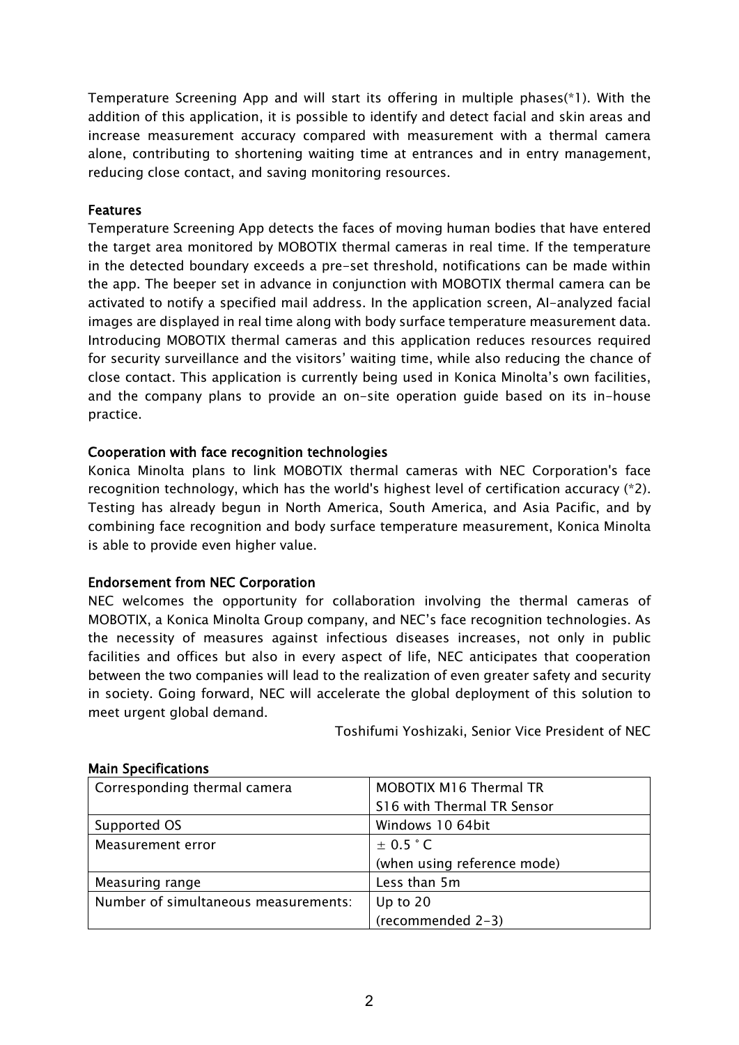Temperature Screening App and will start its offering in multiple phases(*1). With the addition of this application, it is possible to identify and detect facial and skin areas and increase measurement accuracy compared with measurement with a thermal camera alone, contributing to shortening waiting time at entrances and in entry management, reducing close contact, and saving monitoring resources.

## Features

Temperature Screening App detects the faces of moving human bodies that have entered the target area monitored by MOBOTIX thermal cameras in real time. If the temperature in the detected boundary exceeds a pre-set threshold, notifications can be made within the app. The beeper set in advance in conjunction with MOBOTIX thermal camera can be activated to notify a specified mail address. In the application screen, AI-analyzed facial images are displayed in real time along with body surface temperature measurement data. Introducing MOBOTIX thermal cameras and this application reduces resources required for security surveillance and the visitors' waiting time, while also reducing the chance of close contact. This application is currently being used in Konica Minolta's own facilities, and the company plans to provide an on-site operation guide based on its in-house practice.

## Cooperation with face recognition technologies

Konica Minolta plans to link MOBOTIX thermal cameras with NEC Corporation's face recognition technology, which has the world's highest level of certification accuracy (*2). Testing has already begun in North America, South America, and Asia Pacific, and by combining face recognition and body surface temperature measurement, Konica Minolta is able to provide even higher value.

## Endorsement from NEC Corporation

NEC welcomes the opportunity for collaboration involving the thermal cameras of MOBOTIX, a Konica Minolta Group company, and NEC's face recognition technologies. As the necessity of measures against infectious diseases increases, not only in public facilities and offices but also in every aspect of life, NEC anticipates that cooperation between the two companies will lead to the realization of even greater safety and security in society. Going forward, NEC will accelerate the global deployment of this solution to meet urgent global demand.

Toshifumi Yoshizaki, Senior Vice President of NEC

## Main Specifications

| | |
|---|---|
| Corresponding thermal camera | MOBOTIX M16 Thermal TR<br>S16 with Thermal TR Sensor |
| Supported OS | Windows 10 64bit |
| Measurement error | ± 0.5 ˚C<br>(when using reference mode) |
| Measuring range | Less than 5m |
| Number of simultaneous measurements: | Up to 20<br>(recommended 2-3) |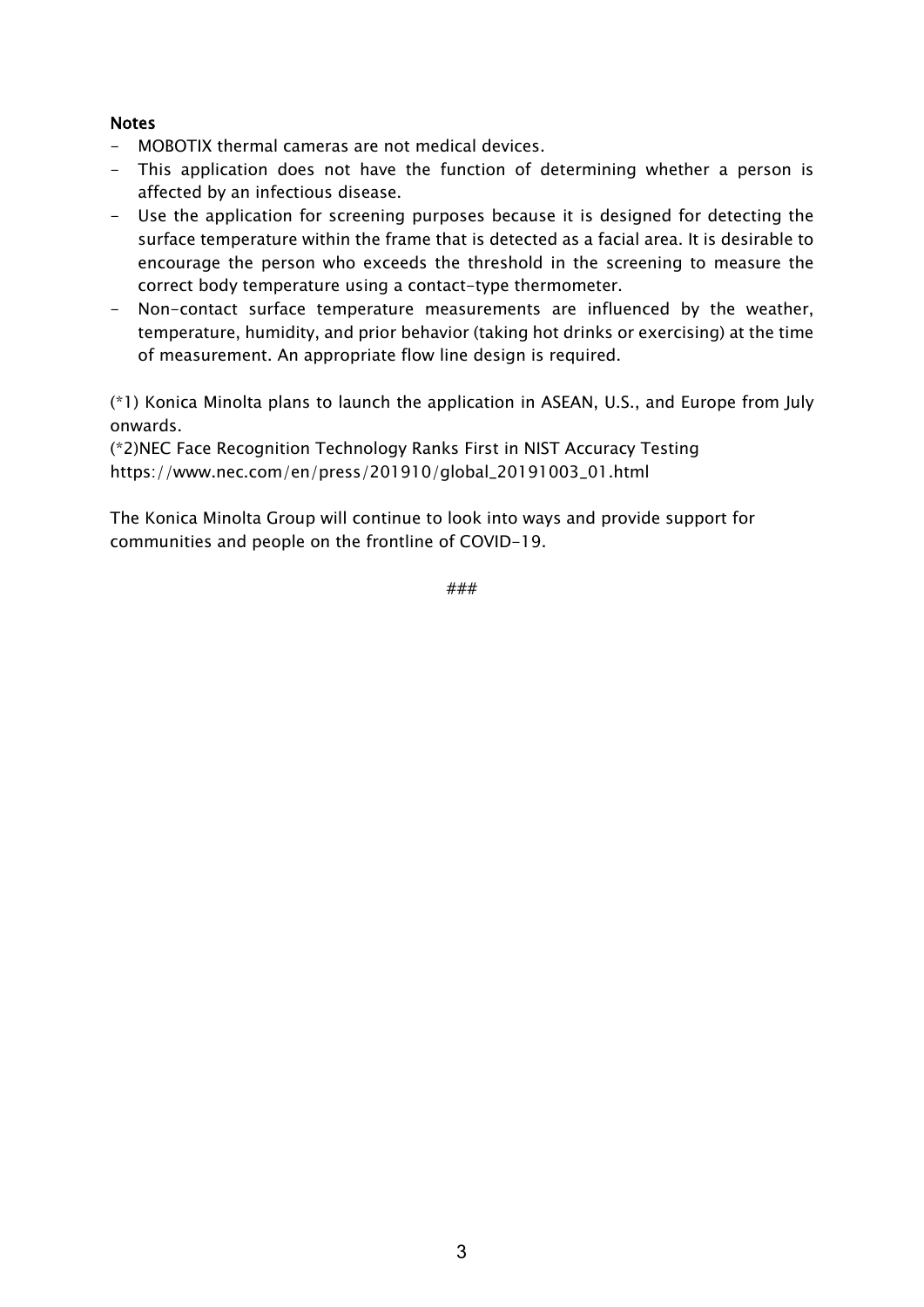**Notes**

- MOBOTIX thermal cameras are not medical devices.
- This application does not have the function of determining whether a person is affected by an infectious disease.
- Use the application for screening purposes because it is designed for detecting the surface temperature within the frame that is detected as a facial area. It is desirable to encourage the person who exceeds the threshold in the screening to measure the correct body temperature using a contact-type thermometer.
- Non-contact surface temperature measurements are influenced by the weather, temperature, humidity, and prior behavior (taking hot drinks or exercising) at the time of measurement. An appropriate flow line design is required.

(*1) Konica Minolta plans to launch the application in ASEAN, U.S., and Europe from July onwards.
(*2)NEC Face Recognition Technology Ranks First in NIST Accuracy Testing
https://www.nec.com/en/press/201910/global_20191003_01.html

The Konica Minolta Group will continue to look into ways and provide support for communities and people on the frontline of COVID-19.

###